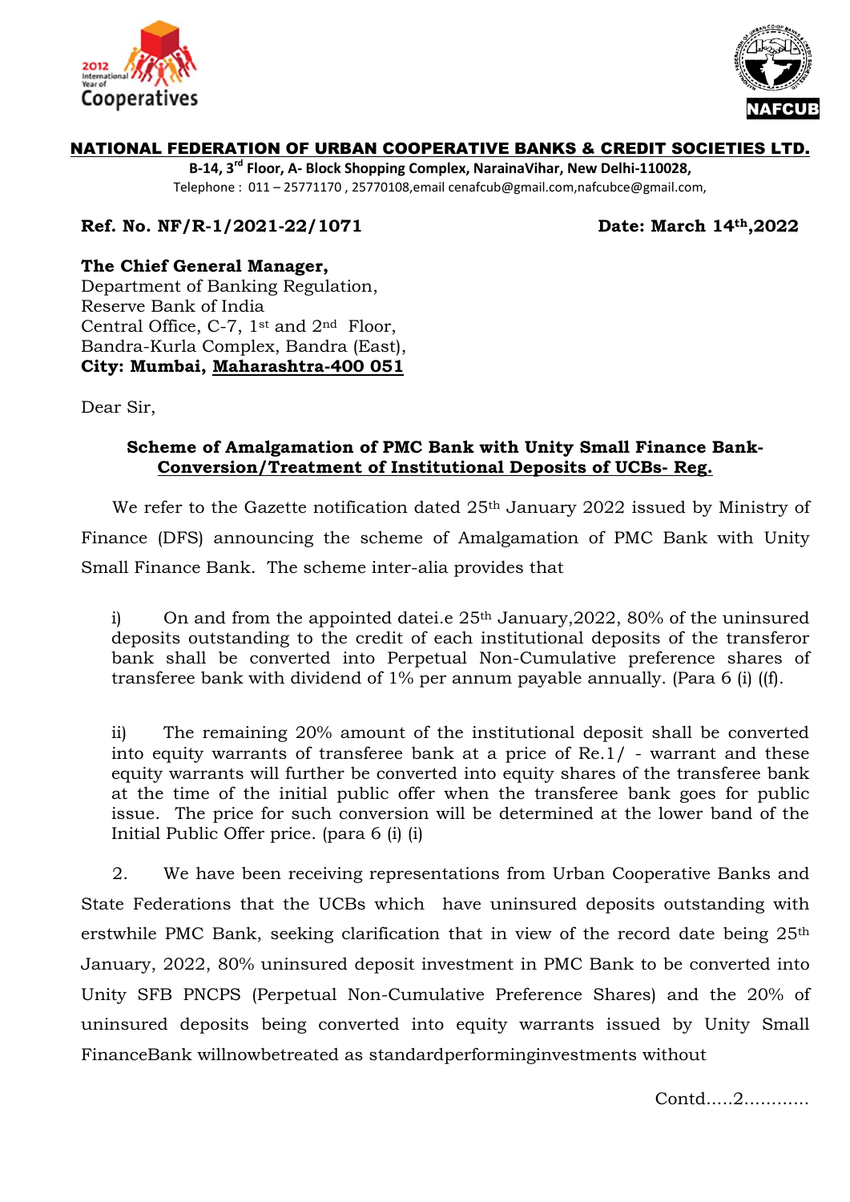2012 International Year of Cooperatives

NAFCUB

**NATIONAL FEDERATION OF URBAN COOPERATIVE BANKS & CREDIT SOCIETIES LTD.**

**B-14, 3rd Floor, A- Block Shopping Complex, NarainaVihar, New Delhi-110028,**

Telephone : 011 – 25771170 , 25770108,email cenafcub@gmail.com,nafcubce@gmail.com,

**Ref. No. NF/R-1/2021-22/1071** **Date: March 14th,2022**

**The Chief General Manager,**
Department of Banking Regulation,
Reserve Bank of India
Central Office, C-7, 1st and 2nd Floor,
Bandra-Kurla Complex, Bandra (East),
**City: Mumbai, Maharashtra-400 051**

Dear Sir,

**Scheme of Amalgamation of PMC Bank with Unity Small Finance Bank- Conversion/Treatment of Institutional Deposits of UCBs- Reg.**

We refer to the Gazette notification dated 25th January 2022 issued by Ministry of Finance (DFS) announcing the scheme of Amalgamation of PMC Bank with Unity Small Finance Bank. The scheme inter-alia provides that

i) On and from the appointed datei.e 25th January,2022, 80% of the uninsured deposits outstanding to the credit of each institutional deposits of the transferor bank shall be converted into Perpetual Non-Cumulative preference shares of transferee bank with dividend of 1% per annum payable annually. (Para 6 (i) ((f).

ii) The remaining 20% amount of the institutional deposit shall be converted into equity warrants of transferee bank at a price of Re.1/ - warrant and these equity warrants will further be converted into equity shares of the transferee bank at the time of the initial public offer when the transferee bank goes for public issue. The price for such conversion will be determined at the lower band of the Initial Public Offer price. (para 6 (i) (i)

2. We have been receiving representations from Urban Cooperative Banks and State Federations that the UCBs which have uninsured deposits outstanding with erstwhile PMC Bank, seeking clarification that in view of the record date being 25th January, 2022, 80% uninsured deposit investment in PMC Bank to be converted into Unity SFB PNCPS (Perpetual Non-Cumulative Preference Shares) and the 20% of uninsured deposits being converted into equity warrants issued by Unity Small FinanceBank willnowbetreated as standardperforminginvestments without

Contd.....2............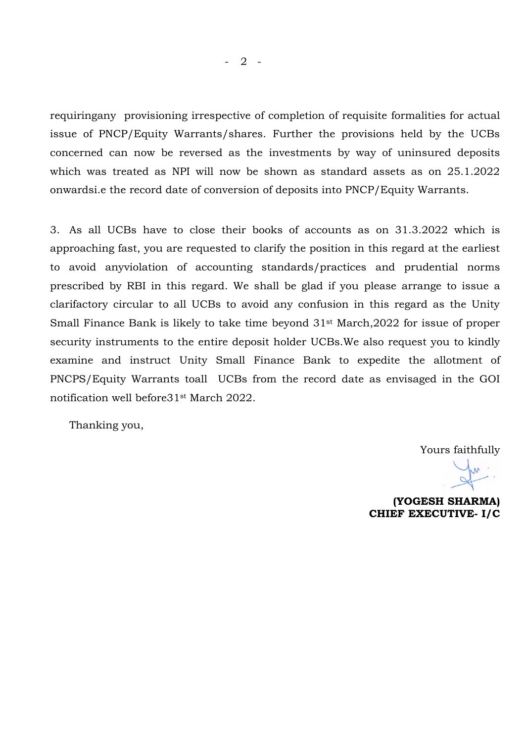requiringany provisioning irrespective of completion of requisite formalities for actual issue of PNCP/Equity Warrants/shares. Further the provisions held by the UCBs concerned can now be reversed as the investments by way of uninsured deposits which was treated as NPI will now be shown as standard assets as on 25.1.2022 onwardsi.e the record date of conversion of deposits into PNCP/Equity Warrants.

3. As all UCBs have to close their books of accounts as on 31.3.2022 which is approaching fast, you are requested to clarify the position in this regard at the earliest to avoid anyviolation of accounting standards/practices and prudential norms prescribed by RBI in this regard. We shall be glad if you please arrange to issue a clarifactory circular to all UCBs to avoid any confusion in this regard as the Unity Small Finance Bank is likely to take time beyond 31st March,2022 for issue of proper security instruments to the entire deposit holder UCBs.We also request you to kindly examine and instruct Unity Small Finance Bank to expedite the allotment of PNCPS/Equity Warrants toall UCBs from the record date as envisaged in the GOI notification well before31st March 2022.

Thanking you,

Yours faithfully

**(YOGESH SHARMA)**
**CHIEF EXECUTIVE- I/C**